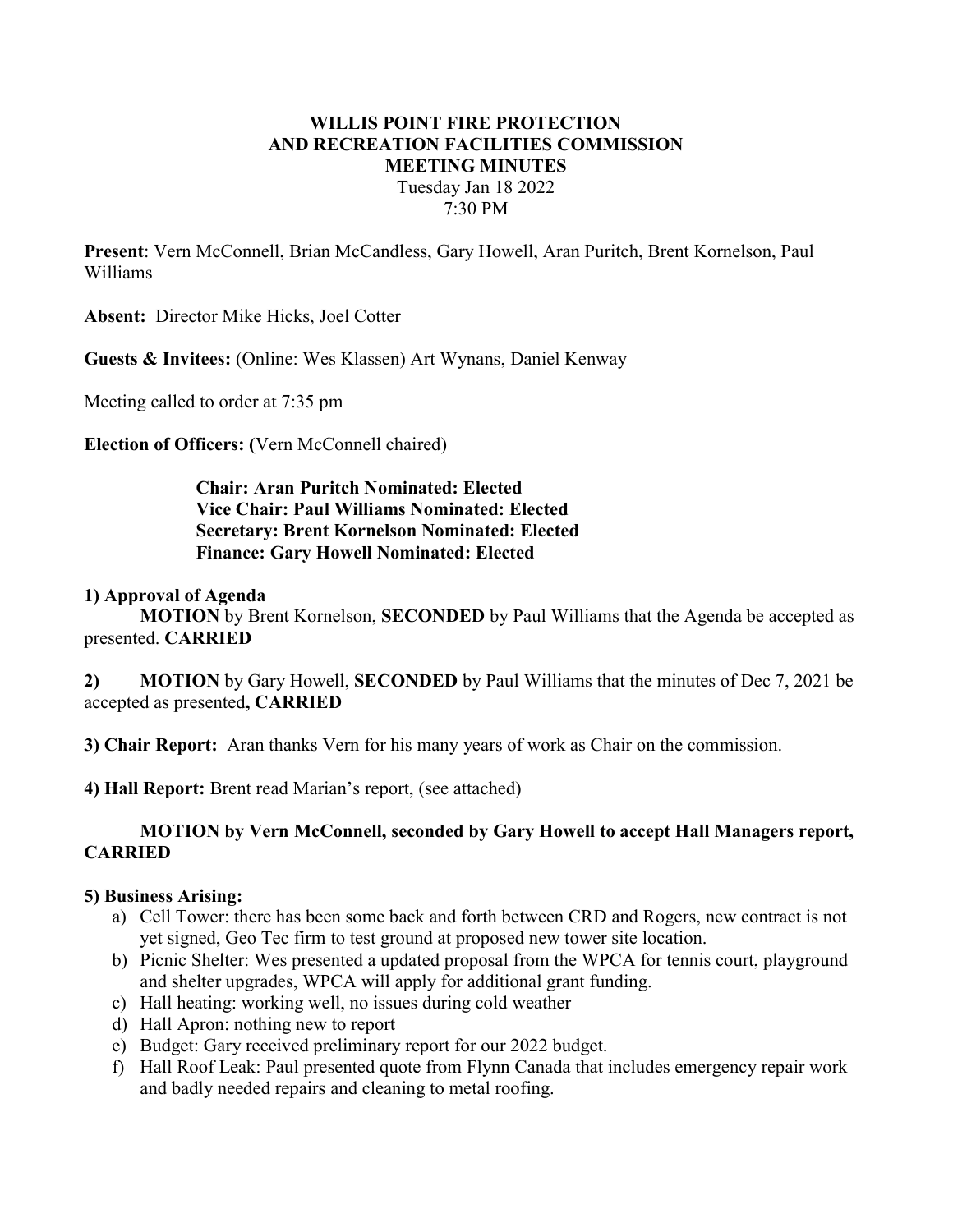# WILLIS POINT FIRE PROTECTION AND RECREATION FACILITIES COMMISSION MEETING MINUTES

Tuesday Jan 18 2022
7:30 PM

**Present**: Vern McConnell, Brian McCandless, Gary Howell, Aran Puritch, Brent Kornelson, Paul Williams

**Absent:** Director Mike Hicks, Joel Cotter

**Guests & Invitees:** (Online: Wes Klassen) Art Wynans, Daniel Kenway

Meeting called to order at 7:35 pm

**Election of Officers: (**Vern McConnell chaired)

**Chair: Aran Puritch Nominated: Elected**
**Vice Chair: Paul Williams Nominated: Elected**
**Secretary: Brent Kornelson Nominated: Elected**
**Finance: Gary Howell Nominated: Elected**

**1) Approval of Agenda**

**MOTION** by Brent Kornelson, **SECONDED** by Paul Williams that the Agenda be accepted as presented. **CARRIED**

**2) MOTION** by Gary Howell, **SECONDED** by Paul Williams that the minutes of Dec 7, 2021 be accepted as presented**, CARRIED**

**3) Chair Report:** Aran thanks Vern for his many years of work as Chair on the commission.

**4) Hall Report:** Brent read Marian's report, (see attached)

**MOTION by Vern McConnell, seconded by Gary Howell to accept Hall Managers report, CARRIED**

**5) Business Arising:**

a) Cell Tower: there has been some back and forth between CRD and Rogers, new contract is not yet signed, Geo Tec firm to test ground at proposed new tower site location.
b) Picnic Shelter: Wes presented a updated proposal from the WPCA for tennis court, playground and shelter upgrades, WPCA will apply for additional grant funding.
c) Hall heating: working well, no issues during cold weather
d) Hall Apron: nothing new to report
e) Budget: Gary received preliminary report for our 2022 budget.
f) Hall Roof Leak: Paul presented quote from Flynn Canada that includes emergency repair work and badly needed repairs and cleaning to metal roofing.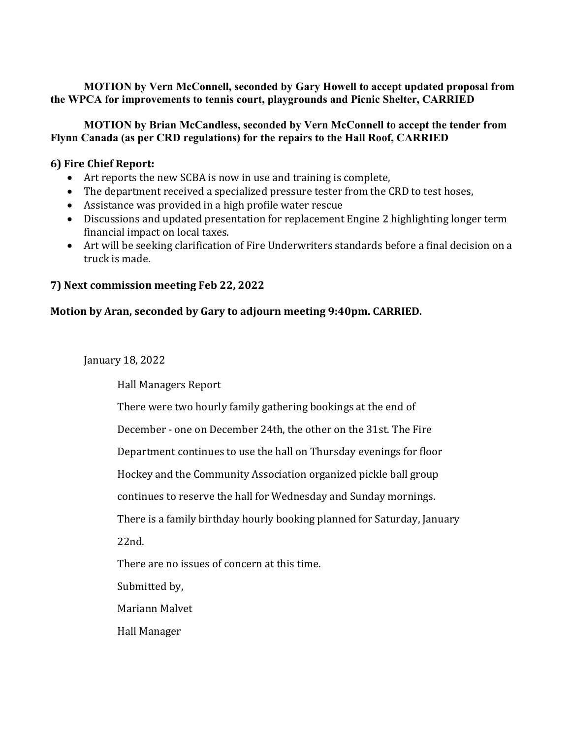**MOTION by Vern McConnell, seconded by Gary Howell to accept updated proposal from the WPCA for improvements to tennis court, playgrounds and Picnic Shelter, CARRIED**

**MOTION by Brian McCandless, seconded by Vern McConnell to accept the tender from Flynn Canada (as per CRD regulations) for the repairs to the Hall Roof, CARRIED**

**6) Fire Chief Report:**

- Art reports the new SCBA is now in use and training is complete,
- The department received a specialized pressure tester from the CRD to test hoses,
- Assistance was provided in a high profile water rescue
- Discussions and updated presentation for replacement Engine 2 highlighting longer term financial impact on local taxes.
- Art will be seeking clarification of Fire Underwriters standards before a final decision on a truck is made.

**7) Next commission meeting Feb 22, 2022**

**Motion by Aran, seconded by Gary to adjourn meeting 9:40pm. CARRIED.**

January 18, 2022

Hall Managers Report

There were two hourly family gathering bookings at the end of December - one on December 24th, the other on the 31st. The Fire Department continues to use the hall on Thursday evenings for floor Hockey and the Community Association organized pickle ball group continues to reserve the hall for Wednesday and Sunday mornings. There is a family birthday hourly booking planned for Saturday, January 22nd.

There are no issues of concern at this time.

Submitted by,

Mariann Malvet

Hall Manager